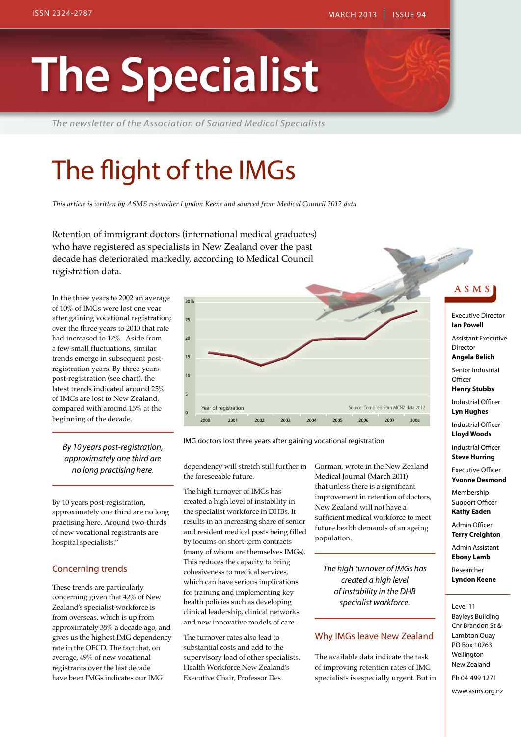ISSN 2324-2787

MARCH 2013 | ISSUE 94

# The Specialist

*The newsletter of the Association of Salaried Medical Specialists*

## The flight of the IMGs

*This article is written by ASMS researcher Lyndon Keene and sourced from Medical Council 2012 data.*

Retention of immigrant doctors (international medical graduates) who have registered as specialists in New Zealand over the past decade has deteriorated markedly, according to Medical Council registration data.

In the three years to 2002 an average of 10% of IMGs were lost one year after gaining vocational registration; over the three years to 2010 that rate had increased to 17%. Aside from a few small fluctuations, similar trends emerge in subsequent post-registration years. By three-years post-registration (see chart), the latest trends indicated around 25% of IMGs are lost to New Zealand, compared with around 15% at the beginning of the decade.

*By 10 years post-registration, approximately one third are no long practising here.*

By 10 years post-registration, approximately one third are no long practising here. Around two-thirds of new vocational registrants are hospital specialists."

IMG doctors lost three years after gaining vocational registration

### Concerning trends

These trends are particularly concerning given that 42% of New Zealand's specialist workforce is from overseas, which is up from approximately 35% a decade ago, and gives us the highest IMG dependency rate in the OECD. The fact that, on average, 49% of new vocational registrants over the last decade have been IMGs indicates our IMG dependency will stretch still further in the foreseeable future.

The high turnover of IMGs has created a high level of instability in the specialist workforce in DHBs. It results in an increasing share of senior and resident medical posts being filled by locums on short-term contracts (many of whom are themselves IMGs). This reduces the capacity to bring cohesiveness to medical services, which can have serious implications for training and implementing key health policies such as developing clinical leadership, clinical networks and new innovative models of care.

The turnover rates also lead to substantial costs and add to the supervisory load of other specialists. Health Workforce New Zealand's Executive Chair, Professor Des Gorman, wrote in the New Zealand Medical Journal (March 2011) that unless there is a significant improvement in retention of doctors, New Zealand will not have a sufficient medical workforce to meet future health demands of an ageing population.

*The high turnover of IMGs has created a high level of instability in the DHB specialist workforce.*

### Why IMGs leave New Zealand

The available data indicate the task of improving retention rates of IMG specialists is especially urgent. But in

---

**ASMS**

Executive Director
**Ian Powell**

Assistant Executive Director
**Angela Belich**

Senior Industrial Officer
**Henry Stubbs**

Industrial Officer
**Lyn Hughes**

Industrial Officer
**Lloyd Woods**

Industrial Officer
**Steve Hurring**

Executive Officer
**Yvonne Desmond**

Membership Support Officer
**Kathy Eaden**

Admin Officer
**Terry Creighton**

Admin Assistant
**Ebony Lamb**

Researcher
**Lyndon Keene**

Level 11
Bayleys Building
Cnr Brandon St & Lambton Quay
PO Box 10763
Wellington
New Zealand

Ph 04 499 1271

www.asms.org.nz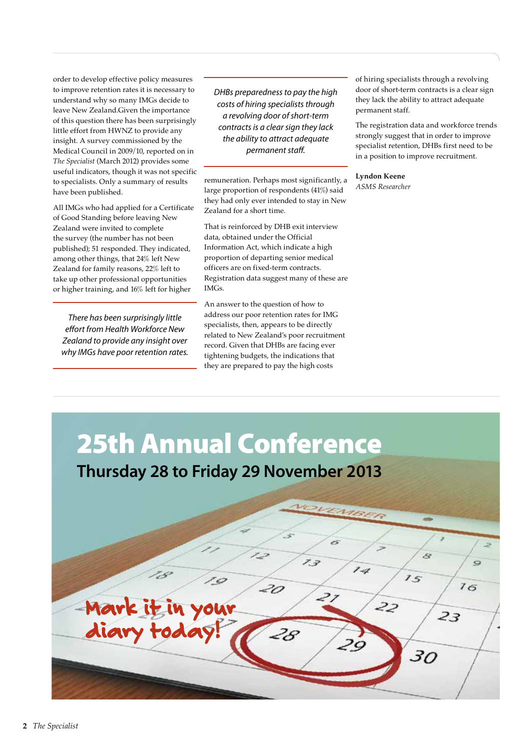order to develop effective policy measures to improve retention rates it is necessary to understand why so many IMGs decide to leave New Zealand.Given the importance of this question there has been surprisingly little effort from HWNZ to provide any insight. A survey commissioned by the Medical Council in 2009/10, reported on in *The Specialist* (March 2012) provides some useful indicators, though it was not specific to specialists. Only a summary of results have been published.

All IMGs who had applied for a Certificate of Good Standing before leaving New Zealand were invited to complete the survey (the number has not been published); 51 responded. They indicated, among other things, that 24% left New Zealand for family reasons, 22% left to take up other professional opportunities or higher training, and 16% left for higher remuneration. Perhaps most significantly, a large proportion of respondents (41%) said they had only ever intended to stay in New Zealand for a short time.

> *There has been surprisingly little effort from Health Workforce New Zealand to provide any insight over why IMGs have poor retention rates.*

> *DHBs preparedness to pay the high costs of hiring specialists through a revolving door of short-term contracts is a clear sign they lack the ability to attract adequate permanent staff.*

That is reinforced by DHB exit interview data, obtained under the Official Information Act, which indicate a high proportion of departing senior medical officers are on fixed-term contracts. Registration data suggest many of these are IMGs.

An answer to the question of how to address our poor retention rates for IMG specialists, then, appears to be directly related to New Zealand's poor recruitment record. Given that DHBs are facing ever tightening budgets, the indications that they are prepared to pay the high costs of hiring specialists through a revolving door of short-term contracts is a clear sign they lack the ability to attract adequate permanent staff.

The registration data and workforce trends strongly suggest that in order to improve specialist retention, DHBs first need to be in a position to improve recruitment.

**Lyndon Keene**
*ASMS Researcher*

# 25th Annual Conference

## Thursday 28 to Friday 29 November 2013

Mark it in your diary today!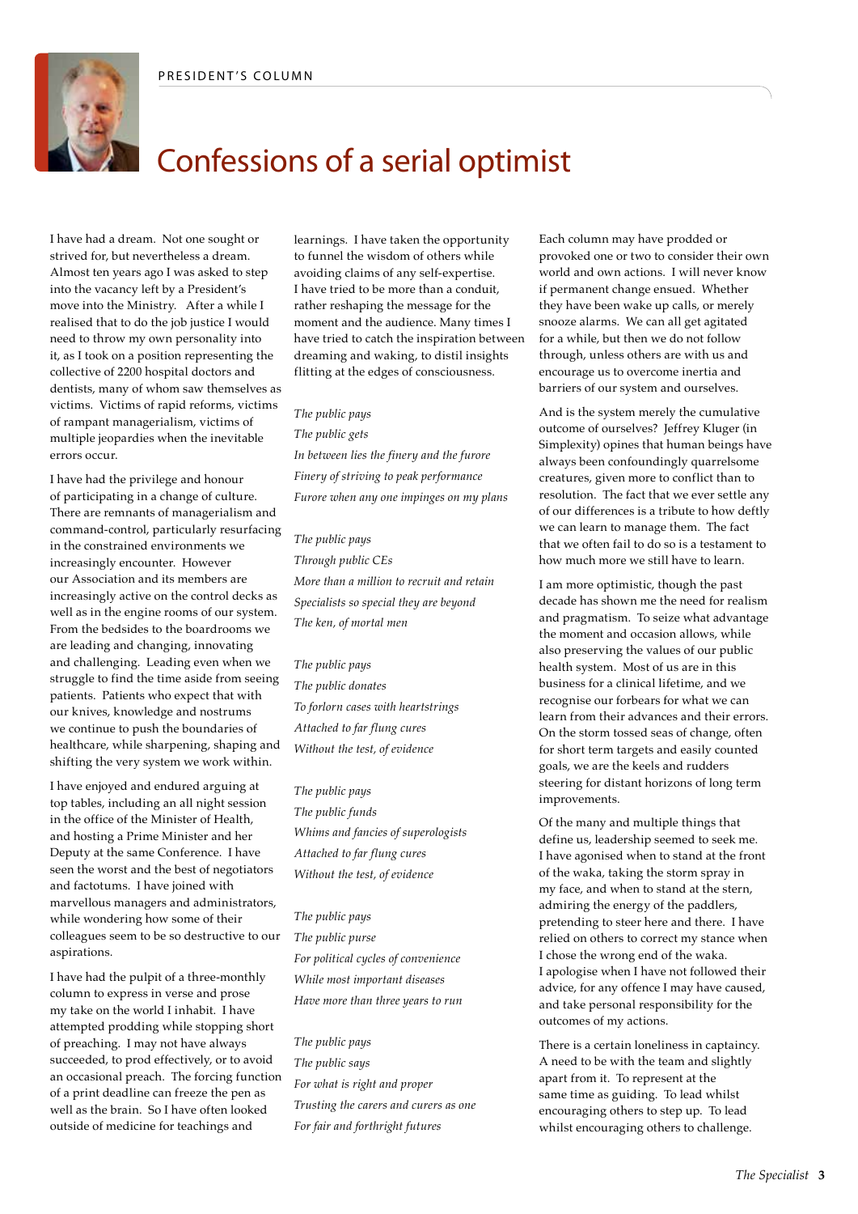PRESIDENT'S COLUMN

# Confessions of a serial optimist

I have had a dream. Not one sought or strived for, but nevertheless a dream. Almost ten years ago I was asked to step into the vacancy left by a President's move into the Ministry. After a while I realised that to do the job justice I would need to throw my own personality into it, as I took on a position representing the collective of 2200 hospital doctors and dentists, many of whom saw themselves as victims. Victims of rapid reforms, victims of rampant managerialism, victims of multiple jeopardies when the inevitable errors occur.

I have had the privilege and honour of participating in a change of culture. There are remnants of managerialism and command-control, particularly resurfacing in the constrained environments we increasingly encounter. However our Association and its members are increasingly active on the control decks as well as in the engine rooms of our system. From the bedsides to the boardrooms we are leading and changing, innovating and challenging. Leading even when we struggle to find the time aside from seeing patients. Patients who expect that with our knives, knowledge and nostrums we continue to push the boundaries of healthcare, while sharpening, shaping and shifting the very system we work within.

I have enjoyed and endured arguing at top tables, including an all night session in the office of the Minister of Health, and hosting a Prime Minister and her Deputy at the same Conference. I have seen the worst and the best of negotiators and factotums. I have joined with marvellous managers and administrators, while wondering how some of their colleagues seem to be so destructive to our aspirations.

I have had the pulpit of a three-monthly column to express in verse and prose my take on the world I inhabit. I have attempted prodding while stopping short of preaching. I may not have always succeeded, to prod effectively, or to avoid an occasional preach. The forcing function of a print deadline can freeze the pen as well as the brain. So I have often looked outside of medicine for teachings and learnings. I have taken the opportunity to funnel the wisdom of others while avoiding claims of any self-expertise. I have tried to be more than a conduit, rather reshaping the message for the moment and the audience. Many times I have tried to catch the inspiration between dreaming and waking, to distil insights flitting at the edges of consciousness.

*The public pays*
*The public gets*
*In between lies the finery and the furore*
*Finery of striving to peak performance*
*Furore when any one impinges on my plans*

*The public pays*
*Through public CEs*
*More than a million to recruit and retain*
*Specialists so special they are beyond*
*The ken, of mortal men*

*The public pays*
*The public donates*
*To forlorn cases with heartstrings*
*Attached to far flung cures*
*Without the test, of evidence*

*The public pays*
*The public funds*
*Whims and fancies of superologists*
*Attached to far flung cures*
*Without the test, of evidence*

*The public pays*
*The public purse*
*For political cycles of convenience*
*While most important diseases*
*Have more than three years to run*

*The public pays*
*The public says*
*For what is right and proper*
*Trusting the carers and curers as one*
*For fair and forthright futures*

Each column may have prodded or provoked one or two to consider their own world and own actions. I will never know if permanent change ensued. Whether they have been wake up calls, or merely snooze alarms. We can all get agitated for a while, but then we do not follow through, unless others are with us and encourage us to overcome inertia and barriers of our system and ourselves.

And is the system merely the cumulative outcome of ourselves? Jeffrey Kluger (in Simplexity) opines that human beings have always been confoundingly quarrelsome creatures, given more to conflict than to resolution. The fact that we ever settle any of our differences is a tribute to how deftly we can learn to manage them. The fact that we often fail to do so is a testament to how much more we still have to learn.

I am more optimistic, though the past decade has shown me the need for realism and pragmatism. To seize what advantage the moment and occasion allows, while also preserving the values of our public health system. Most of us are in this business for a clinical lifetime, and we recognise our forbears for what we can learn from their advances and their errors. On the storm tossed seas of change, often for short term targets and easily counted goals, we are the keels and rudders steering for distant horizons of long term improvements.

Of the many and multiple things that define us, leadership seemed to seek me. I have agonised when to stand at the front of the waka, taking the storm spray in my face, and when to stand at the stern, admiring the energy of the paddlers, pretending to steer here and there. I have relied on others to correct my stance when I chose the wrong end of the waka. I apologise when I have not followed their advice, for any offence I may have caused, and take personal responsibility for the outcomes of my actions.

There is a certain loneliness in captaincy. A need to be with the team and slightly apart from it. To represent at the same time as guiding. To lead whilst encouraging others to step up. To lead whilst encouraging others to challenge.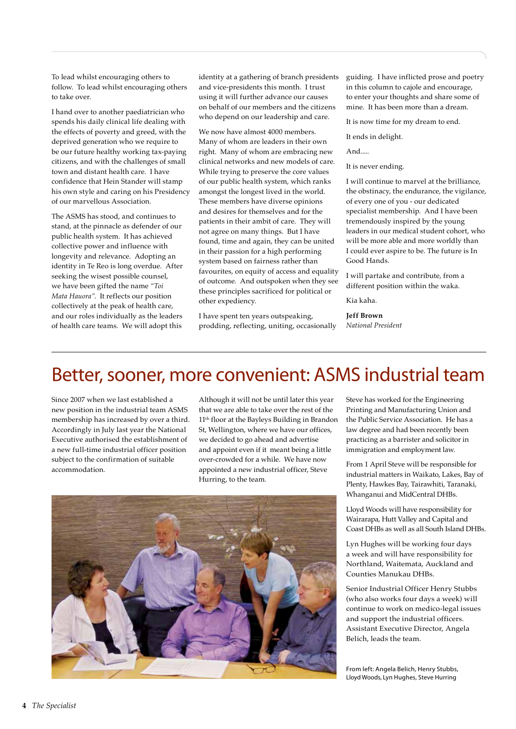To lead whilst encouraging others to follow. To lead whilst encouraging others to take over.

I hand over to another paediatrician who spends his daily clinical life dealing with the effects of poverty and greed, with the deprived generation who we require to be our future healthy working tax-paying citizens, and with the challenges of small town and distant health care. I have confidence that Hein Stander will stamp his own style and caring on his Presidency of our marvellous Association.

The ASMS has stood, and continues to stand, at the pinnacle as defender of our public health system. It has achieved collective power and influence with longevity and relevance. Adopting an identity in Te Reo is long overdue. After seeking the wisest possible counsel, we have been gifted the name *"Toi Mata Hauora"*. It reflects our position collectively at the peak of health care, and our roles individually as the leaders of health care teams. We will adopt this identity at a gathering of branch presidents and vice-presidents this month. I trust using it will further advance our causes on behalf of our members and the citizens who depend on our leadership and care.

We now have almost 4000 members. Many of whom are leaders in their own right. Many of whom are embracing new clinical networks and new models of care. While trying to preserve the core values of our public health system, which ranks amongst the longest lived in the world. These members have diverse opinions and desires for themselves and for the patients in their ambit of care. They will not agree on many things. But I have found, time and again, they can be united in their passion for a high performing system based on fairness rather than favourites, on equity of access and equality of outcome. And outspoken when they see these principles sacrificed for political or other expediency.

I have spent ten years outspeaking, prodding, reflecting, uniting, occasionally guiding. I have inflicted prose and poetry in this column to cajole and encourage, to enter your thoughts and share some of mine. It has been more than a dream.

It is now time for my dream to end.

It ends in delight.

And.....

It is never ending.

I will continue to marvel at the brilliance, the obstinacy, the endurance, the vigilance, of every one of you - our dedicated specialist membership. And I have been tremendously inspired by the young leaders in our medical student cohort, who will be more able and more worldly than I could ever aspire to be. The future is In Good Hands.

I will partake and contribute, from a different position within the waka.

Kia kaha.

**Jeff Brown**
*National President*

# Better, sooner, more convenient: ASMS industrial team

Since 2007 when we last established a new position in the industrial team ASMS membership has increased by over a third. Accordingly in July last year the National Executive authorised the establishment of a new full-time industrial officer position subject to the confirmation of suitable accommodation.

Although it will not be until later this year that we are able to take over the rest of the 11th floor at the Bayleys Building in Brandon St, Wellington, where we have our offices, we decided to go ahead and advertise and appoint even if it meant being a little over-crowded for a while. We have now appointed a new industrial officer, Steve Hurring, to the team.

Steve has worked for the Engineering Printing and Manufacturing Union and the Public Service Association. He has a law degree and had been recently been practicing as a barrister and solicitor in immigration and employment law.

From 1 April Steve will be responsible for industrial matters in Waikato, Lakes, Bay of Plenty, Hawkes Bay, Tairawhiti, Taranaki, Whanganui and MidCentral DHBs.

Lloyd Woods will have responsibility for Wairarapa, Hutt Valley and Capital and Coast DHBs as well as all South Island DHBs.

Lyn Hughes will be working four days a week and will have responsibility for Northland, Waitemata, Auckland and Counties Manukau DHBs.

Senior Industrial Officer Henry Stubbs (who also works four days a week) will continue to work on medico-legal issues and support the industrial officers. Assistant Executive Director, Angela Belich, leads the team.

From left: Angela Belich, Henry Stubbs, Lloyd Woods, Lyn Hughes, Steve Hurring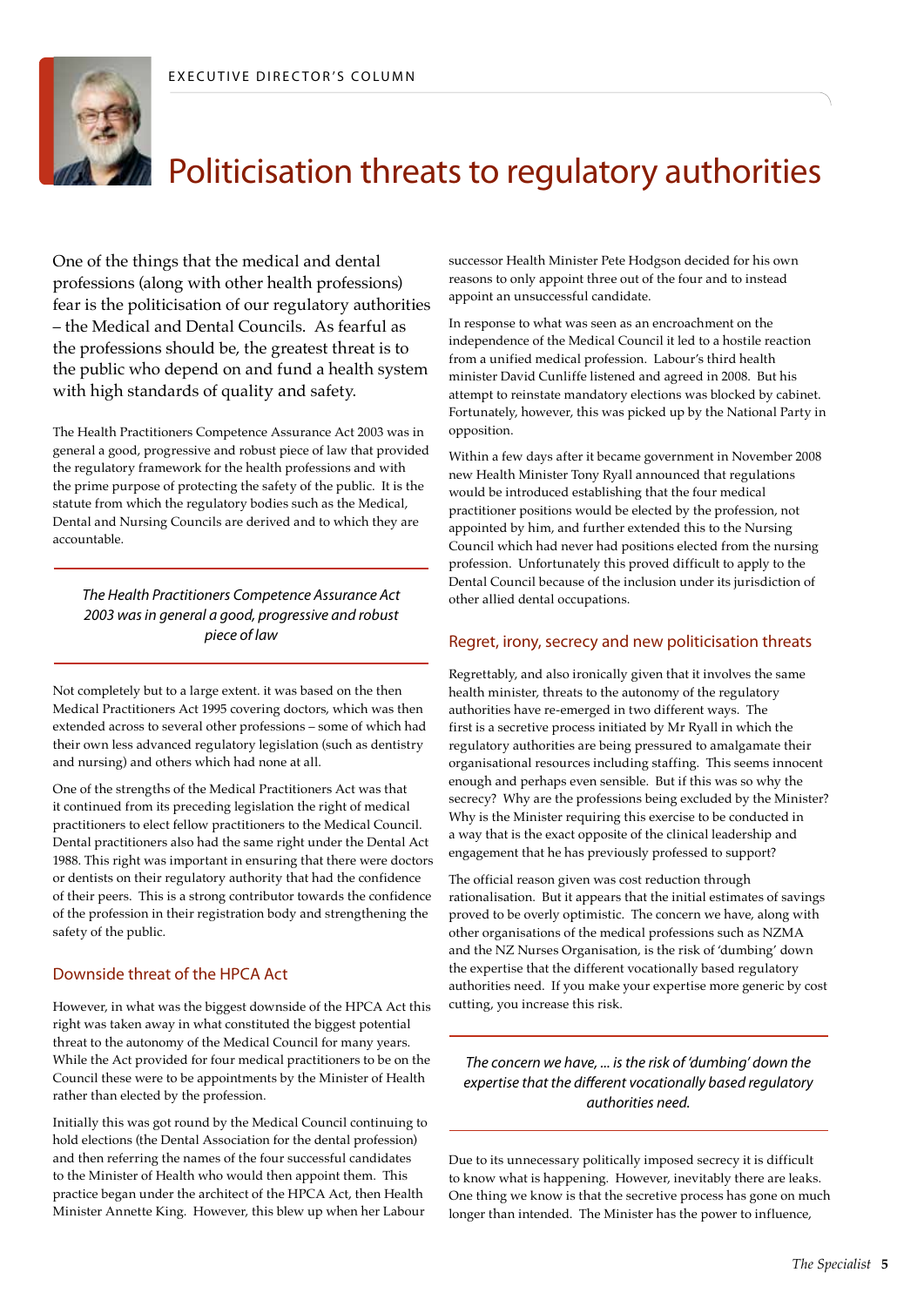EXECUTIVE DIRECTOR'S COLUMN

# Politicisation threats to regulatory authorities

One of the things that the medical and dental professions (along with other health professions) fear is the politicisation of our regulatory authorities – the Medical and Dental Councils. As fearful as the professions should be, the greatest threat is to the public who depend on and fund a health system with high standards of quality and safety.

The Health Practitioners Competence Assurance Act 2003 was in general a good, progressive and robust piece of law that provided the regulatory framework for the health professions and with the prime purpose of protecting the safety of the public. It is the statute from which the regulatory bodies such as the Medical, Dental and Nursing Councils are derived and to which they are accountable.

*The Health Practitioners Competence Assurance Act 2003 was in general a good, progressive and robust piece of law*

Not completely but to a large extent. it was based on the then Medical Practitioners Act 1995 covering doctors, which was then extended across to several other professions – some of which had their own less advanced regulatory legislation (such as dentistry and nursing) and others which had none at all.

One of the strengths of the Medical Practitioners Act was that it continued from its preceding legislation the right of medical practitioners to elect fellow practitioners to the Medical Council. Dental practitioners also had the same right under the Dental Act 1988. This right was important in ensuring that there were doctors or dentists on their regulatory authority that had the confidence of their peers. This is a strong contributor towards the confidence of the profession in their registration body and strengthening the safety of the public.

## Downside threat of the HPCA Act

However, in what was the biggest downside of the HPCA Act this right was taken away in what constituted the biggest potential threat to the autonomy of the Medical Council for many years. While the Act provided for four medical practitioners to be on the Council these were to be appointments by the Minister of Health rather than elected by the profession.

Initially this was got round by the Medical Council continuing to hold elections (the Dental Association for the dental profession) and then referring the names of the four successful candidates to the Minister of Health who would then appoint them. This practice began under the architect of the HPCA Act, then Health Minister Annette King. However, this blew up when her Labour successor Health Minister Pete Hodgson decided for his own reasons to only appoint three out of the four and to instead appoint an unsuccessful candidate.

In response to what was seen as an encroachment on the independence of the Medical Council it led to a hostile reaction from a unified medical profession. Labour's third health minister David Cunliffe listened and agreed in 2008. But his attempt to reinstate mandatory elections was blocked by cabinet. Fortunately, however, this was picked up by the National Party in opposition.

Within a few days after it became government in November 2008 new Health Minister Tony Ryall announced that regulations would be introduced establishing that the four medical practitioner positions would be elected by the profession, not appointed by him, and further extended this to the Nursing Council which had never had positions elected from the nursing profession. Unfortunately this proved difficult to apply to the Dental Council because of the inclusion under its jurisdiction of other allied dental occupations.

## Regret, irony, secrecy and new politicisation threats

Regrettably, and also ironically given that it involves the same health minister, threats to the autonomy of the regulatory authorities have re-emerged in two different ways. The first is a secretive process initiated by Mr Ryall in which the regulatory authorities are being pressured to amalgamate their organisational resources including staffing. This seems innocent enough and perhaps even sensible. But if this was so why the secrecy? Why are the professions being excluded by the Minister? Why is the Minister requiring this exercise to be conducted in a way that is the exact opposite of the clinical leadership and engagement that he has previously professed to support?

The official reason given was cost reduction through rationalisation. But it appears that the initial estimates of savings proved to be overly optimistic. The concern we have, along with other organisations of the medical professions such as NZMA and the NZ Nurses Organisation, is the risk of 'dumbing' down the expertise that the different vocationally based regulatory authorities need. If you make your expertise more generic by cost cutting, you increase this risk.

*The concern we have, ... is the risk of 'dumbing' down the expertise that the different vocationally based regulatory authorities need.*

Due to its unnecessary politically imposed secrecy it is difficult to know what is happening. However, inevitably there are leaks. One thing we know is that the secretive process has gone on much longer than intended. The Minister has the power to influence,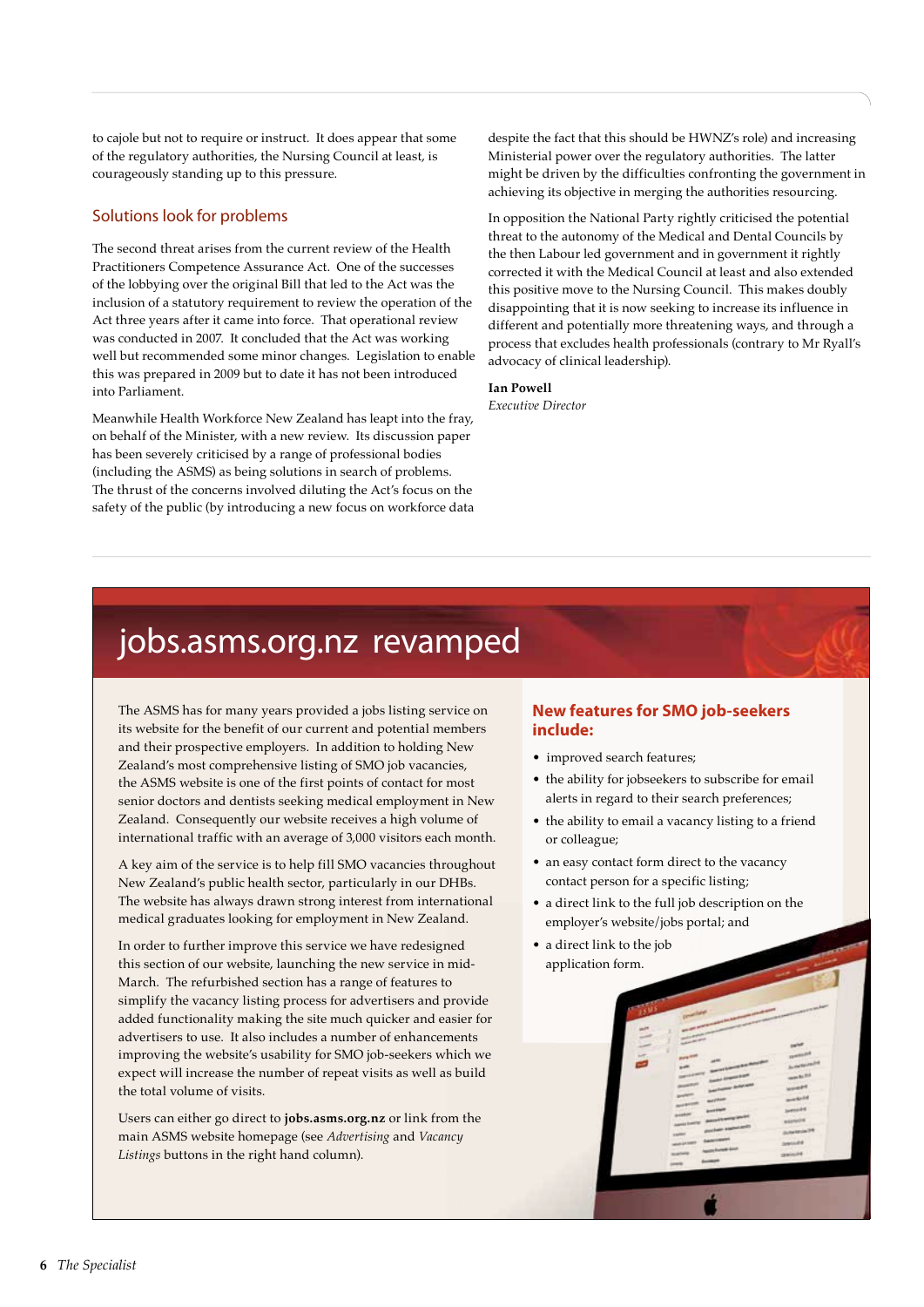to cajole but not to require or instruct. It does appear that some of the regulatory authorities, the Nursing Council at least, is courageously standing up to this pressure.

## Solutions look for problems

The second threat arises from the current review of the Health Practitioners Competence Assurance Act. One of the successes of the lobbying over the original Bill that led to the Act was the inclusion of a statutory requirement to review the operation of the Act three years after it came into force. That operational review was conducted in 2007. It concluded that the Act was working well but recommended some minor changes. Legislation to enable this was prepared in 2009 but to date it has not been introduced into Parliament.

Meanwhile Health Workforce New Zealand has leapt into the fray, on behalf of the Minister, with a new review. Its discussion paper has been severely criticised by a range of professional bodies (including the ASMS) as being solutions in search of problems. The thrust of the concerns involved diluting the Act's focus on the safety of the public (by introducing a new focus on workforce data despite the fact that this should be HWNZ's role) and increasing Ministerial power over the regulatory authorities. The latter might be driven by the difficulties confronting the government in achieving its objective in merging the authorities resourcing.

In opposition the National Party rightly criticised the potential threat to the autonomy of the Medical and Dental Councils by the then Labour led government and in government it rightly corrected it with the Medical Council at least and also extended this positive move to the Nursing Council. This makes doubly disappointing that it is now seeking to increase its influence in different and potentially more threatening ways, and through a process that excludes health professionals (contrary to Mr Ryall's advocacy of clinical leadership).

**Ian Powell**
*Executive Director*

# jobs.asms.org.nz revamped

The ASMS has for many years provided a jobs listing service on its website for the benefit of our current and potential members and their prospective employers. In addition to holding New Zealand's most comprehensive listing of SMO job vacancies, the ASMS website is one of the first points of contact for most senior doctors and dentists seeking medical employment in New Zealand. Consequently our website receives a high volume of international traffic with an average of 3,000 visitors each month.

A key aim of the service is to help fill SMO vacancies throughout New Zealand's public health sector, particularly in our DHBs. The website has always drawn strong interest from international medical graduates looking for employment in New Zealand.

In order to further improve this service we have redesigned this section of our website, launching the new service in mid-March. The refurbished section has a range of features to simplify the vacancy listing process for advertisers and provide added functionality making the site much quicker and easier for advertisers to use. It also includes a number of enhancements improving the website's usability for SMO job-seekers which we expect will increase the number of repeat visits as well as build the total volume of visits.

Users can either go direct to **jobs.asms.org.nz** or link from the main ASMS website homepage (see *Advertising* and *Vacancy Listings* buttons in the right hand column).

### New features for SMO job-seekers include:

- improved search features;
- the ability for jobseekers to subscribe for email alerts in regard to their search preferences;
- the ability to email a vacancy listing to a friend or colleague;
- an easy contact form direct to the vacancy contact person for a specific listing;
- a direct link to the full job description on the employer's website/jobs portal; and
- a direct link to the job application form.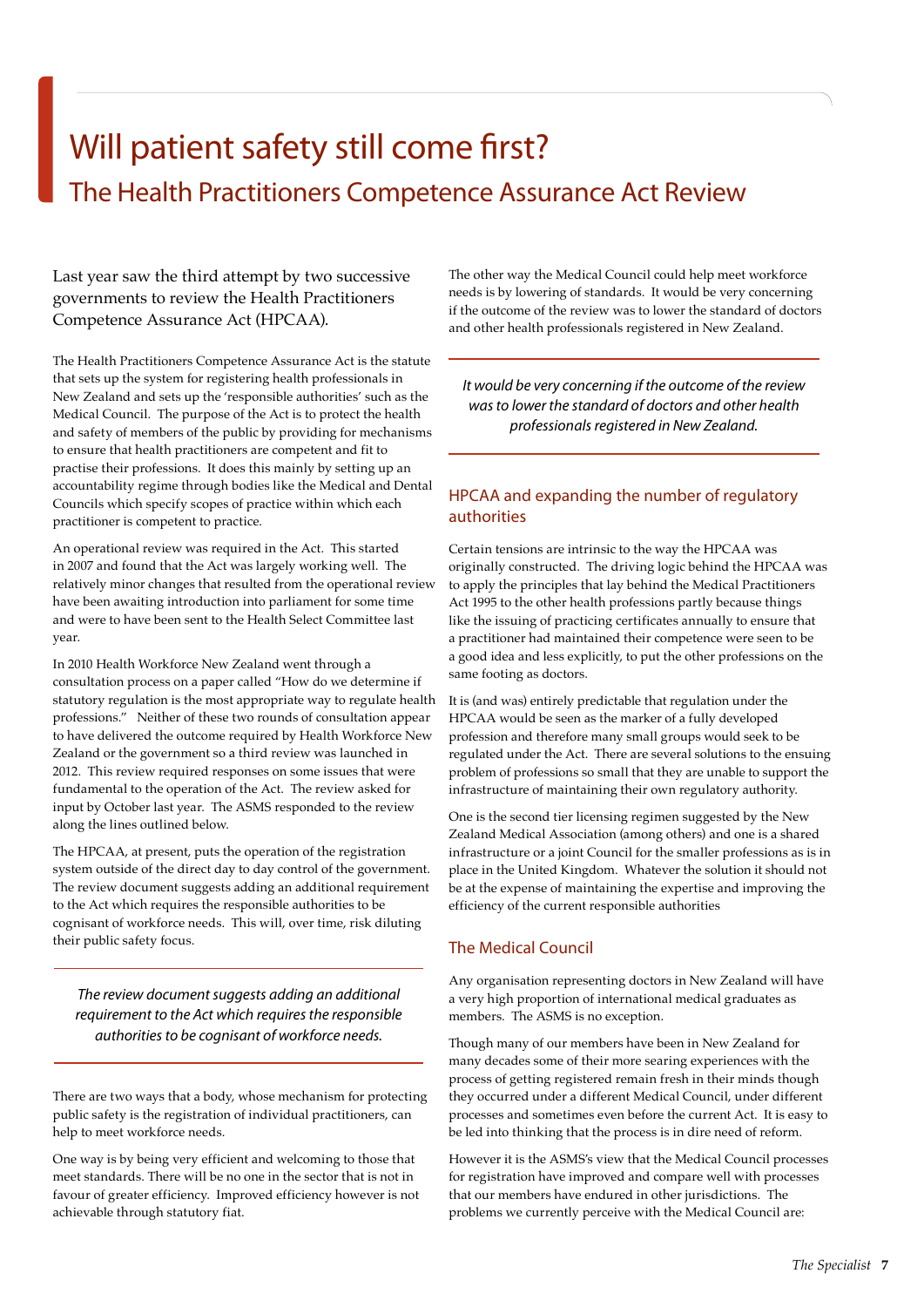# Will patient safety still come first?

## The Health Practitioners Competence Assurance Act Review

Last year saw the third attempt by two successive governments to review the Health Practitioners Competence Assurance Act (HPCAA).

The Health Practitioners Competence Assurance Act is the statute that sets up the system for registering health professionals in New Zealand and sets up the 'responsible authorities' such as the Medical Council. The purpose of the Act is to protect the health and safety of members of the public by providing for mechanisms to ensure that health practitioners are competent and fit to practise their professions. It does this mainly by setting up an accountability regime through bodies like the Medical and Dental Councils which specify scopes of practice within which each practitioner is competent to practice.

An operational review was required in the Act. This started in 2007 and found that the Act was largely working well. The relatively minor changes that resulted from the operational review have been awaiting introduction into parliament for some time and were to have been sent to the Health Select Committee last year.

In 2010 Health Workforce New Zealand went through a consultation process on a paper called "How do we determine if statutory regulation is the most appropriate way to regulate health professions." Neither of these two rounds of consultation appear to have delivered the outcome required by Health Workforce New Zealand or the government so a third review was launched in 2012. This review required responses on some issues that were fundamental to the operation of the Act. The review asked for input by October last year. The ASMS responded to the review along the lines outlined below.

The HPCAA, at present, puts the operation of the registration system outside of the direct day to day control of the government. The review document suggests adding an additional requirement to the Act which requires the responsible authorities to be cognisant of workforce needs. This will, over time, risk diluting their public safety focus.

> *The review document suggests adding an additional requirement to the Act which requires the responsible authorities to be cognisant of workforce needs.*

There are two ways that a body, whose mechanism for protecting public safety is the registration of individual practitioners, can help to meet workforce needs.

One way is by being very efficient and welcoming to those that meet standards. There will be no one in the sector that is not in favour of greater efficiency. Improved efficiency however is not achievable through statutory fiat.

The other way the Medical Council could help meet workforce needs is by lowering of standards. It would be very concerning if the outcome of the review was to lower the standard of doctors and other health professionals registered in New Zealand.

> *It would be very concerning if the outcome of the review was to lower the standard of doctors and other health professionals registered in New Zealand.*

### HPCAA and expanding the number of regulatory authorities

Certain tensions are intrinsic to the way the HPCAA was originally constructed. The driving logic behind the HPCAA was to apply the principles that lay behind the Medical Practitioners Act 1995 to the other health professions partly because things like the issuing of practicing certificates annually to ensure that a practitioner had maintained their competence were seen to be a good idea and less explicitly, to put the other professions on the same footing as doctors.

It is (and was) entirely predictable that regulation under the HPCAA would be seen as the marker of a fully developed profession and therefore many small groups would seek to be regulated under the Act. There are several solutions to the ensuing problem of professions so small that they are unable to support the infrastructure of maintaining their own regulatory authority.

One is the second tier licensing regimen suggested by the New Zealand Medical Association (among others) and one is a shared infrastructure or a joint Council for the smaller professions as is in place in the United Kingdom. Whatever the solution it should not be at the expense of maintaining the expertise and improving the efficiency of the current responsible authorities

### The Medical Council

Any organisation representing doctors in New Zealand will have a very high proportion of international medical graduates as members. The ASMS is no exception.

Though many of our members have been in New Zealand for many decades some of their more searing experiences with the process of getting registered remain fresh in their minds though they occurred under a different Medical Council, under different processes and sometimes even before the current Act. It is easy to be led into thinking that the process is in dire need of reform.

However it is the ASMS's view that the Medical Council processes for registration have improved and compare well with processes that our members have endured in other jurisdictions. The problems we currently perceive with the Medical Council are: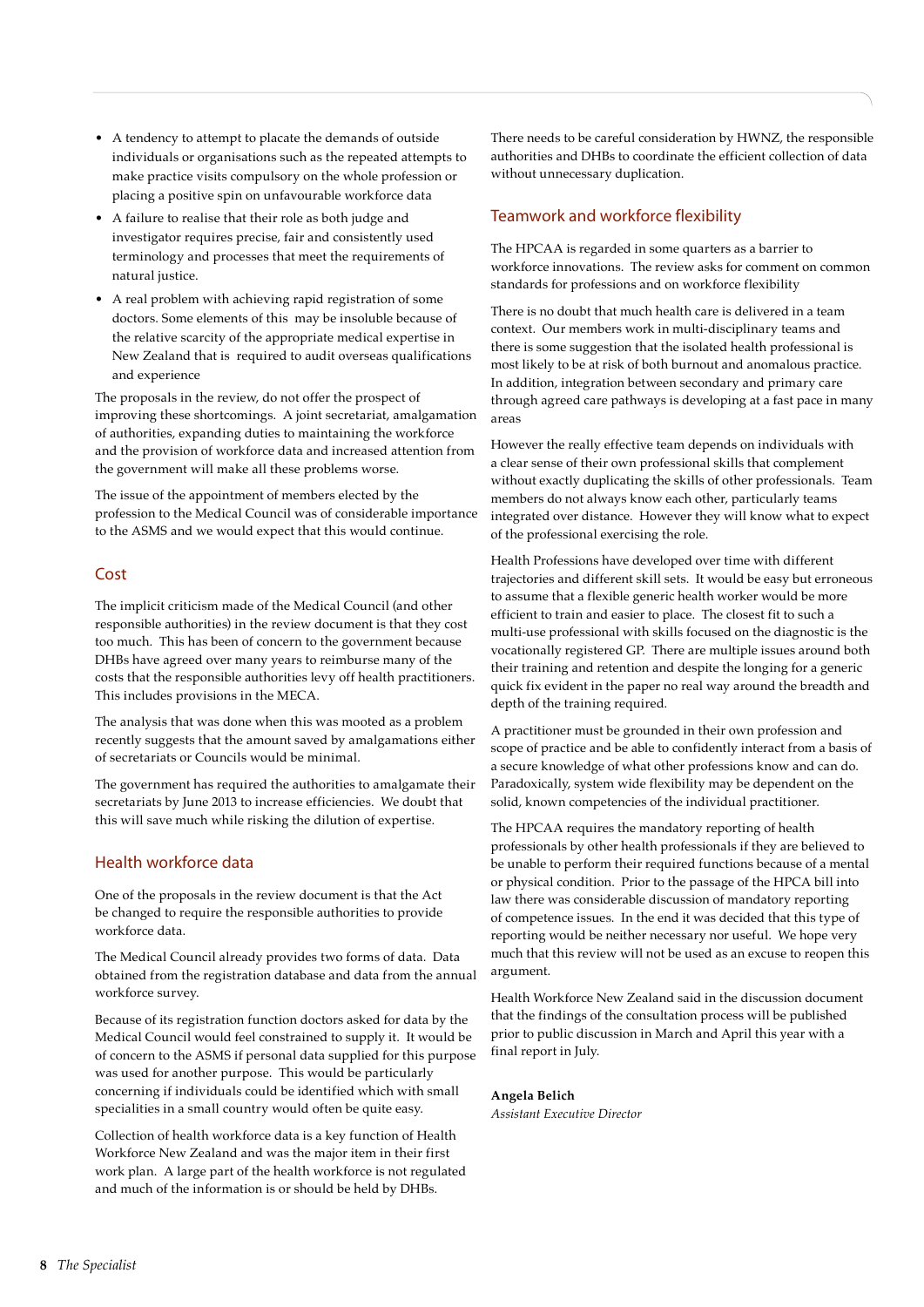- A tendency to attempt to placate the demands of outside individuals or organisations such as the repeated attempts to make practice visits compulsory on the whole profession or placing a positive spin on unfavourable workforce data
- A failure to realise that their role as both judge and investigator requires precise, fair and consistently used terminology and processes that meet the requirements of natural justice.
- A real problem with achieving rapid registration of some doctors. Some elements of this may be insoluble because of the relative scarcity of the appropriate medical expertise in New Zealand that is required to audit overseas qualifications and experience

The proposals in the review, do not offer the prospect of improving these shortcomings. A joint secretariat, amalgamation of authorities, expanding duties to maintaining the workforce and the provision of workforce data and increased attention from the government will make all these problems worse.

The issue of the appointment of members elected by the profession to the Medical Council was of considerable importance to the ASMS and we would expect that this would continue.

## Cost

The implicit criticism made of the Medical Council (and other responsible authorities) in the review document is that they cost too much. This has been of concern to the government because DHBs have agreed over many years to reimburse many of the costs that the responsible authorities levy off health practitioners. This includes provisions in the MECA.

The analysis that was done when this was mooted as a problem recently suggests that the amount saved by amalgamations either of secretariats or Councils would be minimal.

The government has required the authorities to amalgamate their secretariats by June 2013 to increase efficiencies. We doubt that this will save much while risking the dilution of expertise.

## Health workforce data

One of the proposals in the review document is that the Act be changed to require the responsible authorities to provide workforce data.

The Medical Council already provides two forms of data. Data obtained from the registration database and data from the annual workforce survey.

Because of its registration function doctors asked for data by the Medical Council would feel constrained to supply it. It would be of concern to the ASMS if personal data supplied for this purpose was used for another purpose. This would be particularly concerning if individuals could be identified which with small specialities in a small country would often be quite easy.

Collection of health workforce data is a key function of Health Workforce New Zealand and was the major item in their first work plan. A large part of the health workforce is not regulated and much of the information is or should be held by DHBs.

There needs to be careful consideration by HWNZ, the responsible authorities and DHBs to coordinate the efficient collection of data without unnecessary duplication.

## Teamwork and workforce flexibility

The HPCAA is regarded in some quarters as a barrier to workforce innovations. The review asks for comment on common standards for professions and on workforce flexibility

There is no doubt that much health care is delivered in a team context. Our members work in multi-disciplinary teams and there is some suggestion that the isolated health professional is most likely to be at risk of both burnout and anomalous practice. In addition, integration between secondary and primary care through agreed care pathways is developing at a fast pace in many areas

However the really effective team depends on individuals with a clear sense of their own professional skills that complement without exactly duplicating the skills of other professionals. Team members do not always know each other, particularly teams integrated over distance. However they will know what to expect of the professional exercising the role.

Health Professions have developed over time with different trajectories and different skill sets. It would be easy but erroneous to assume that a flexible generic health worker would be more efficient to train and easier to place. The closest fit to such a multi-use professional with skills focused on the diagnostic is the vocationally registered GP. There are multiple issues around both their training and retention and despite the longing for a generic quick fix evident in the paper no real way around the breadth and depth of the training required.

A practitioner must be grounded in their own profession and scope of practice and be able to confidently interact from a basis of a secure knowledge of what other professions know and can do. Paradoxically, system wide flexibility may be dependent on the solid, known competencies of the individual practitioner.

The HPCAA requires the mandatory reporting of health professionals by other health professionals if they are believed to be unable to perform their required functions because of a mental or physical condition. Prior to the passage of the HPCA bill into law there was considerable discussion of mandatory reporting of competence issues. In the end it was decided that this type of reporting would be neither necessary nor useful. We hope very much that this review will not be used as an excuse to reopen this argument.

Health Workforce New Zealand said in the discussion document that the findings of the consultation process will be published prior to public discussion in March and April this year with a final report in July.

**Angela Belich**
*Assistant Executive Director*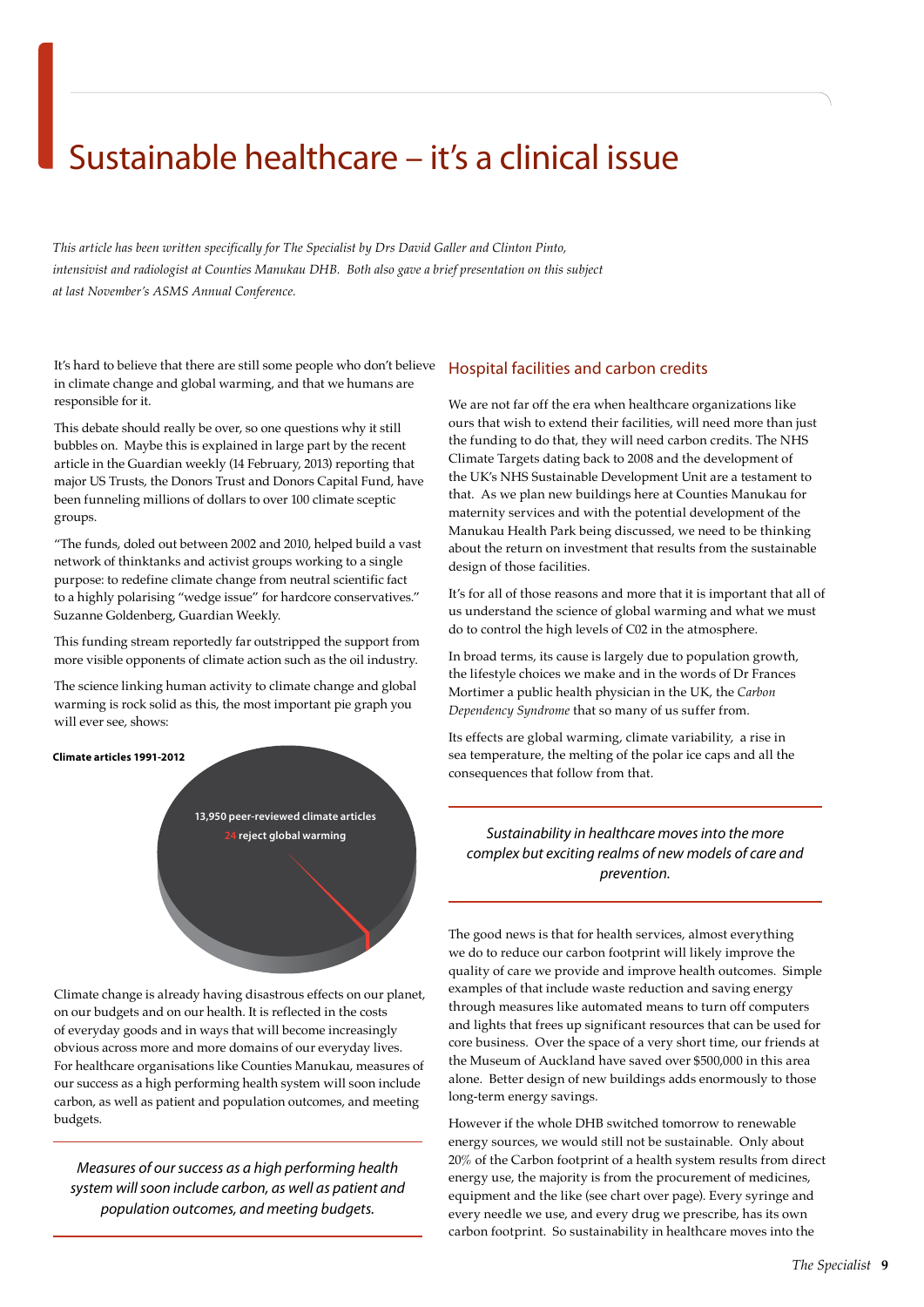# Sustainable healthcare – it's a clinical issue

*This article has been written specifically for The Specialist by Drs David Galler and Clinton Pinto, intensivist and radiologist at Counties Manukau DHB. Both also gave a brief presentation on this subject at last November's ASMS Annual Conference.*

It's hard to believe that there are still some people who don't believe in climate change and global warming, and that we humans are responsible for it.

This debate should really be over, so one questions why it still bubbles on. Maybe this is explained in large part by the recent article in the Guardian weekly (14 February, 2013) reporting that major US Trusts, the Donors Trust and Donors Capital Fund, have been funneling millions of dollars to over 100 climate sceptic groups.

"The funds, doled out between 2002 and 2010, helped build a vast network of thinktanks and activist groups working to a single purpose: to redefine climate change from neutral scientific fact to a highly polarising "wedge issue" for hardcore conservatives." Suzanne Goldenberg, Guardian Weekly.

This funding stream reportedly far outstripped the support from more visible opponents of climate action such as the oil industry.

The science linking human activity to climate change and global warming is rock solid as this, the most important pie graph you will ever see, shows:

**Climate articles 1991-2012**

**13,950 peer-reviewed climate articles**
**24 reject global warming**

Climate change is already having disastrous effects on our planet, on our budgets and on our health. It is reflected in the costs of everyday goods and in ways that will become increasingly obvious across more and more domains of our everyday lives. For healthcare organisations like Counties Manukau, measures of our success as a high performing health system will soon include carbon, as well as patient and population outcomes, and meeting budgets.

*Measures of our success as a high performing health system will soon include carbon, as well as patient and population outcomes, and meeting budgets.*

## Hospital facilities and carbon credits

We are not far off the era when healthcare organizations like ours that wish to extend their facilities, will need more than just the funding to do that, they will need carbon credits. The NHS Climate Targets dating back to 2008 and the development of the UK's NHS Sustainable Development Unit are a testament to that. As we plan new buildings here at Counties Manukau for maternity services and with the potential development of the Manukau Health Park being discussed, we need to be thinking about the return on investment that results from the sustainable design of those facilities.

It's for all of those reasons and more that it is important that all of us understand the science of global warming and what we must do to control the high levels of C02 in the atmosphere.

In broad terms, its cause is largely due to population growth, the lifestyle choices we make and in the words of Dr Frances Mortimer a public health physician in the UK, the *Carbon Dependency Syndrome* that so many of us suffer from.

Its effects are global warming, climate variability, a rise in sea temperature, the melting of the polar ice caps and all the consequences that follow from that.

*Sustainability in healthcare moves into the more complex but exciting realms of new models of care and prevention.*

The good news is that for health services, almost everything we do to reduce our carbon footprint will likely improve the quality of care we provide and improve health outcomes. Simple examples of that include waste reduction and saving energy through measures like automated means to turn off computers and lights that frees up significant resources that can be used for core business. Over the space of a very short time, our friends at the Museum of Auckland have saved over $500,000 in this area alone. Better design of new buildings adds enormously to those long-term energy savings.

However if the whole DHB switched tomorrow to renewable energy sources, we would still not be sustainable. Only about 20% of the Carbon footprint of a health system results from direct energy use, the majority is from the procurement of medicines, equipment and the like (see chart over page). Every syringe and every needle we use, and every drug we prescribe, has its own carbon footprint. So sustainability in healthcare moves into the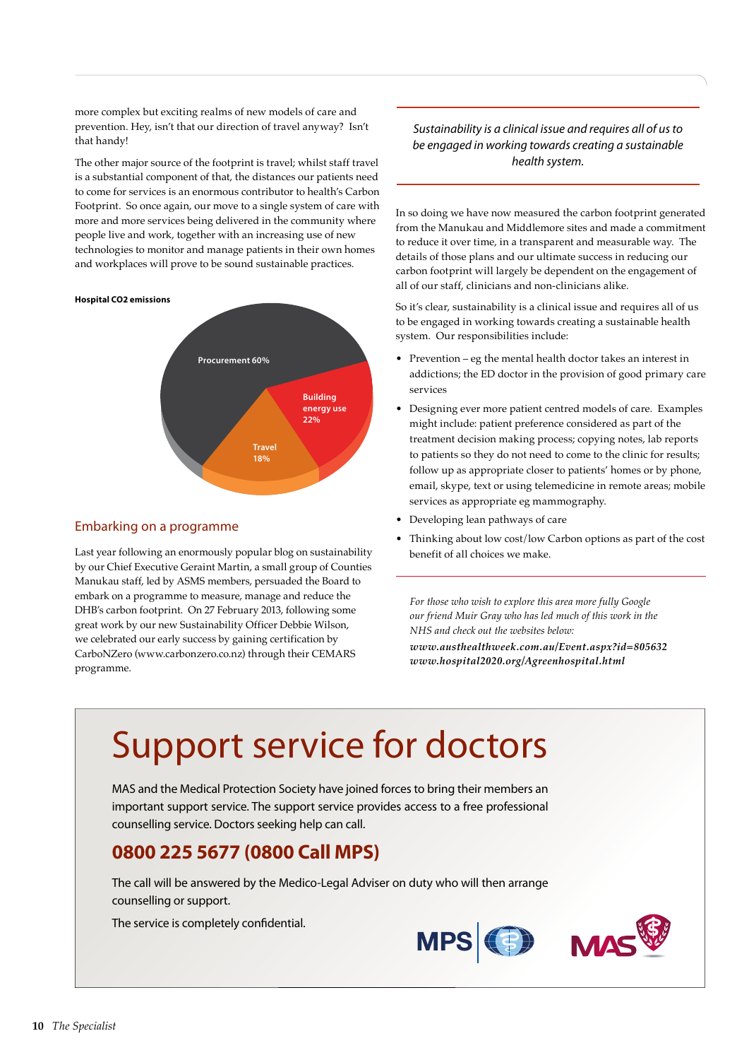more complex but exciting realms of new models of care and prevention. Hey, isn't that our direction of travel anyway? Isn't that handy!

The other major source of the footprint is travel; whilst staff travel is a substantial component of that, the distances our patients need to come for services is an enormous contributor to health's Carbon Footprint. So once again, our move to a single system of care with more and more services being delivered in the community where people live and work, together with an increasing use of new technologies to monitor and manage patients in their own homes and workplaces will prove to be sound sustainable practices.

**Hospital CO2 emissions**

| Source | Share |
|---|---|
| Procurement | 60% |
| Building energy use | 22% |
| Travel | 18% |

## Embarking on a programme

Last year following an enormously popular blog on sustainability by our Chief Executive Geraint Martin, a small group of Counties Manukau staff, led by ASMS members, persuaded the Board to embark on a programme to measure, manage and reduce the DHB's carbon footprint. On 27 February 2013, following some great work by our new Sustainability Officer Debbie Wilson, we celebrated our early success by gaining certification by CarboNZero (www.carbonzero.co.nz) through their CEMARS programme.

*Sustainability is a clinical issue and requires all of us to be engaged in working towards creating a sustainable health system.*

In so doing we have now measured the carbon footprint generated from the Manukau and Middlemore sites and made a commitment to reduce it over time, in a transparent and measurable way. The details of those plans and our ultimate success in reducing our carbon footprint will largely be dependent on the engagement of all of our staff, clinicians and non-clinicians alike.

So it's clear, sustainability is a clinical issue and requires all of us to be engaged in working towards creating a sustainable health system. Our responsibilities include:

- Prevention – eg the mental health doctor takes an interest in addictions; the ED doctor in the provision of good primary care services
- Designing ever more patient centred models of care. Examples might include: patient preference considered as part of the treatment decision making process; copying notes, lab reports to patients so they do not need to come to the clinic for results; follow up as appropriate closer to patients' homes or by phone, email, skype, text or using telemedicine in remote areas; mobile services as appropriate eg mammography.
- Developing lean pathways of care
- Thinking about low cost/low Carbon options as part of the cost benefit of all choices we make.

*For those who wish to explore this area more fully Google our friend Muir Gray who has led much of this work in the NHS and check out the websites below:*

***www.austhealthweek.com.au/Event.aspx?id=805632***
***www.hospital2020.org/Agreenhospital.html***

# Support service for doctors

MAS and the Medical Protection Society have joined forces to bring their members an important support service. The support service provides access to a free professional counselling service. Doctors seeking help can call.

## 0800 225 5677 (0800 Call MPS)

The call will be answered by the Medico-Legal Adviser on duty who will then arrange counselling or support.

The service is completely confidential.

MPS MAS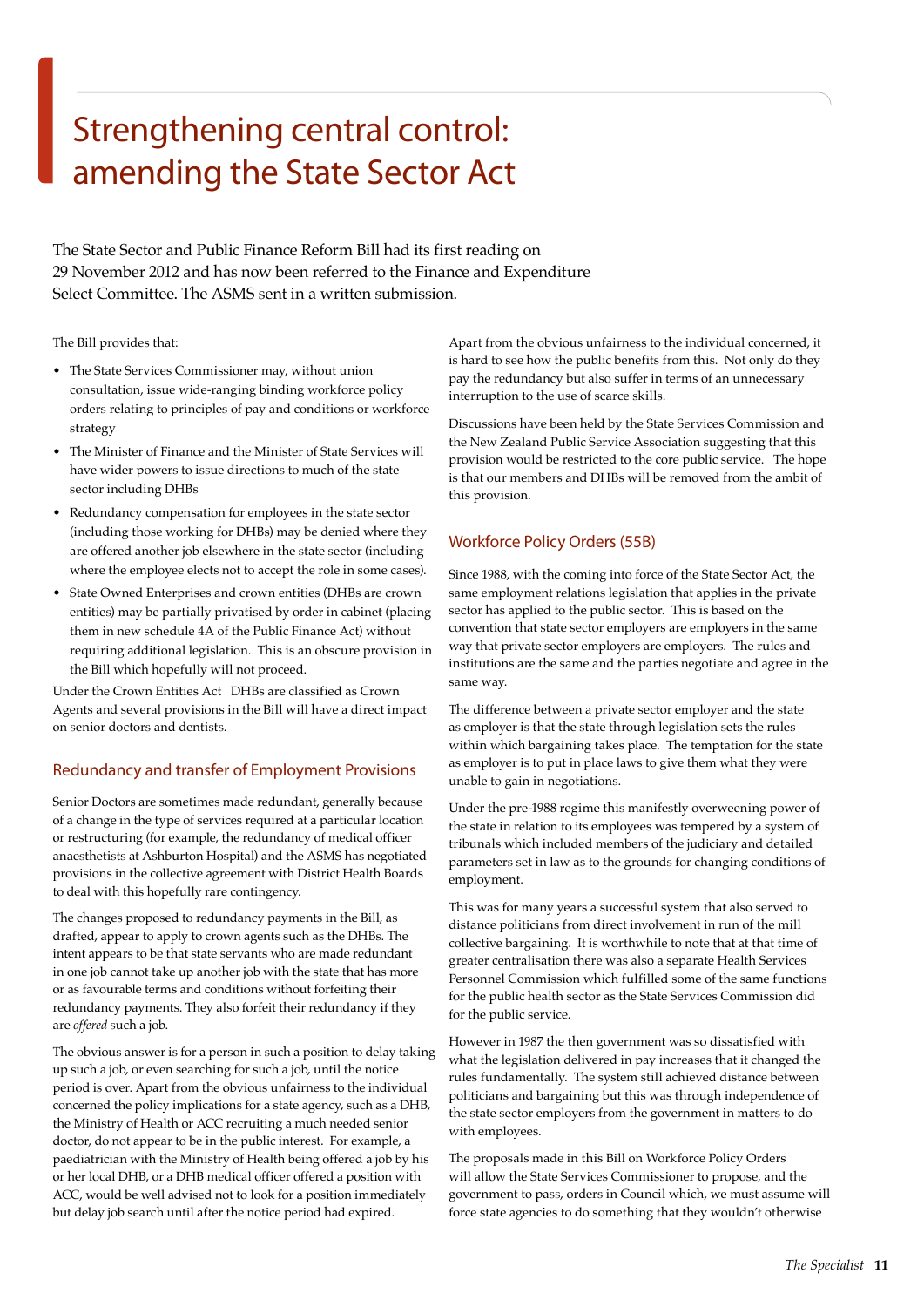# Strengthening central control: amending the State Sector Act

The State Sector and Public Finance Reform Bill had its first reading on 29 November 2012 and has now been referred to the Finance and Expenditure Select Committee. The ASMS sent in a written submission.

The Bill provides that:

- The State Services Commissioner may, without union consultation, issue wide-ranging binding workforce policy orders relating to principles of pay and conditions or workforce strategy
- The Minister of Finance and the Minister of State Services will have wider powers to issue directions to much of the state sector including DHBs
- Redundancy compensation for employees in the state sector (including those working for DHBs) may be denied where they are offered another job elsewhere in the state sector (including where the employee elects not to accept the role in some cases).
- State Owned Enterprises and crown entities (DHBs are crown entities) may be partially privatised by order in cabinet (placing them in new schedule 4A of the Public Finance Act) without requiring additional legislation. This is an obscure provision in the Bill which hopefully will not proceed.

Under the Crown Entities Act DHBs are classified as Crown Agents and several provisions in the Bill will have a direct impact on senior doctors and dentists.

## Redundancy and transfer of Employment Provisions

Senior Doctors are sometimes made redundant, generally because of a change in the type of services required at a particular location or restructuring (for example, the redundancy of medical officer anaesthetists at Ashburton Hospital) and the ASMS has negotiated provisions in the collective agreement with District Health Boards to deal with this hopefully rare contingency.

The changes proposed to redundancy payments in the Bill, as drafted, appear to apply to crown agents such as the DHBs. The intent appears to be that state servants who are made redundant in one job cannot take up another job with the state that has more or as favourable terms and conditions without forfeiting their redundancy payments. They also forfeit their redundancy if they are *offered* such a job.

The obvious answer is for a person in such a position to delay taking up such a job, or even searching for such a job, until the notice period is over. Apart from the obvious unfairness to the individual concerned the policy implications for a state agency, such as a DHB, the Ministry of Health or ACC recruiting a much needed senior doctor, do not appear to be in the public interest. For example, a paediatrician with the Ministry of Health being offered a job by his or her local DHB, or a DHB medical officer offered a position with ACC, would be well advised not to look for a position immediately but delay job search until after the notice period had expired.

Apart from the obvious unfairness to the individual concerned, it is hard to see how the public benefits from this. Not only do they pay the redundancy but also suffer in terms of an unnecessary interruption to the use of scarce skills.

Discussions have been held by the State Services Commission and the New Zealand Public Service Association suggesting that this provision would be restricted to the core public service. The hope is that our members and DHBs will be removed from the ambit of this provision.

## Workforce Policy Orders (55B)

Since 1988, with the coming into force of the State Sector Act, the same employment relations legislation that applies in the private sector has applied to the public sector. This is based on the convention that state sector employers are employers in the same way that private sector employers are employers. The rules and institutions are the same and the parties negotiate and agree in the same way.

The difference between a private sector employer and the state as employer is that the state through legislation sets the rules within which bargaining takes place. The temptation for the state as employer is to put in place laws to give them what they were unable to gain in negotiations.

Under the pre-1988 regime this manifestly overweening power of the state in relation to its employees was tempered by a system of tribunals which included members of the judiciary and detailed parameters set in law as to the grounds for changing conditions of employment.

This was for many years a successful system that also served to distance politicians from direct involvement in run of the mill collective bargaining. It is worthwhile to note that at that time of greater centralisation there was also a separate Health Services Personnel Commission which fulfilled some of the same functions for the public health sector as the State Services Commission did for the public service.

However in 1987 the then government was so dissatisfied with what the legislation delivered in pay increases that it changed the rules fundamentally. The system still achieved distance between politicians and bargaining but this was through independence of the state sector employers from the government in matters to do with employees.

The proposals made in this Bill on Workforce Policy Orders will allow the State Services Commissioner to propose, and the government to pass, orders in Council which, we must assume will force state agencies to do something that they wouldn't otherwise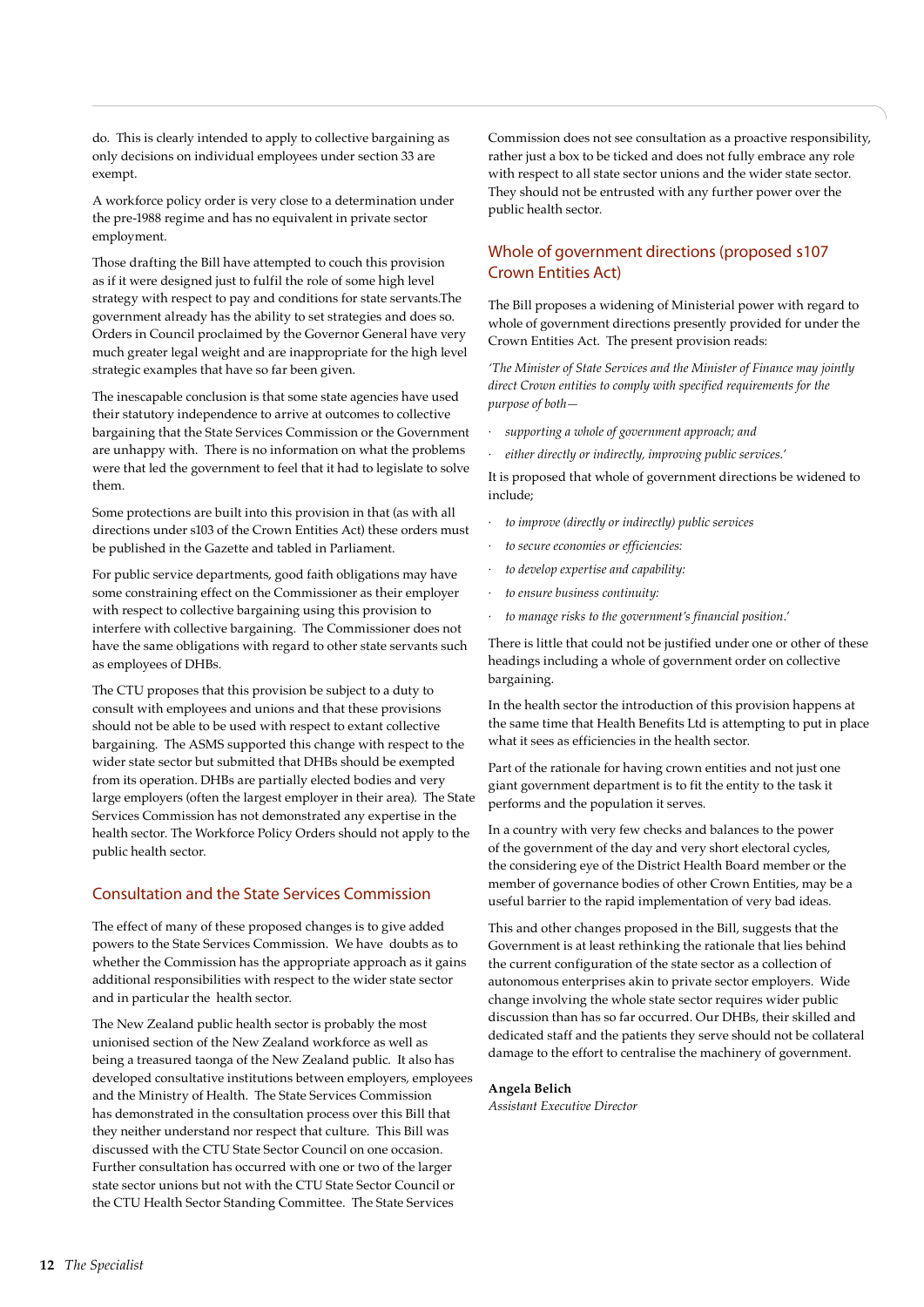do. This is clearly intended to apply to collective bargaining as only decisions on individual employees under section 33 are exempt.

A workforce policy order is very close to a determination under the pre-1988 regime and has no equivalent in private sector employment.

Those drafting the Bill have attempted to couch this provision as if it were designed just to fulfil the role of some high level strategy with respect to pay and conditions for state servants.The government already has the ability to set strategies and does so. Orders in Council proclaimed by the Governor General have very much greater legal weight and are inappropriate for the high level strategic examples that have so far been given.

The inescapable conclusion is that some state agencies have used their statutory independence to arrive at outcomes to collective bargaining that the State Services Commission or the Government are unhappy with. There is no information on what the problems were that led the government to feel that it had to legislate to solve them.

Some protections are built into this provision in that (as with all directions under s103 of the Crown Entities Act) these orders must be published in the Gazette and tabled in Parliament.

For public service departments, good faith obligations may have some constraining effect on the Commissioner as their employer with respect to collective bargaining using this provision to interfere with collective bargaining. The Commissioner does not have the same obligations with regard to other state servants such as employees of DHBs.

The CTU proposes that this provision be subject to a duty to consult with employees and unions and that these provisions should not be able to be used with respect to extant collective bargaining. The ASMS supported this change with respect to the wider state sector but submitted that DHBs should be exempted from its operation. DHBs are partially elected bodies and very large employers (often the largest employer in their area). The State Services Commission has not demonstrated any expertise in the health sector. The Workforce Policy Orders should not apply to the public health sector.

## Consultation and the State Services Commission

The effect of many of these proposed changes is to give added powers to the State Services Commission. We have doubts as to whether the Commission has the appropriate approach as it gains additional responsibilities with respect to the wider state sector and in particular the health sector.

The New Zealand public health sector is probably the most unionised section of the New Zealand workforce as well as being a treasured taonga of the New Zealand public. It also has developed consultative institutions between employers, employees and the Ministry of Health. The State Services Commission has demonstrated in the consultation process over this Bill that they neither understand nor respect that culture. This Bill was discussed with the CTU State Sector Council on one occasion. Further consultation has occurred with one or two of the larger state sector unions but not with the CTU State Sector Council or the CTU Health Sector Standing Committee. The State Services Commission does not see consultation as a proactive responsibility, rather just a box to be ticked and does not fully embrace any role with respect to all state sector unions and the wider state sector. They should not be entrusted with any further power over the public health sector.

## Whole of government directions (proposed s107 Crown Entities Act)

The Bill proposes a widening of Ministerial power with regard to whole of government directions presently provided for under the Crown Entities Act. The present provision reads:

*'The Minister of State Services and the Minister of Finance may jointly direct Crown entities to comply with specified requirements for the purpose of both—*

- *supporting a whole of government approach; and*
- *either directly or indirectly, improving public services.'*

It is proposed that whole of government directions be widened to include;

- *to improve (directly or indirectly) public services*
- *to secure economies or efficiencies:*
- *to develop expertise and capability:*
- *to ensure business continuity:*
- *to manage risks to the government's financial position.'*

There is little that could not be justified under one or other of these headings including a whole of government order on collective bargaining.

In the health sector the introduction of this provision happens at the same time that Health Benefits Ltd is attempting to put in place what it sees as efficiencies in the health sector.

Part of the rationale for having crown entities and not just one giant government department is to fit the entity to the task it performs and the population it serves.

In a country with very few checks and balances to the power of the government of the day and very short electoral cycles, the considering eye of the District Health Board member or the member of governance bodies of other Crown Entities, may be a useful barrier to the rapid implementation of very bad ideas.

This and other changes proposed in the Bill, suggests that the Government is at least rethinking the rationale that lies behind the current configuration of the state sector as a collection of autonomous enterprises akin to private sector employers. Wide change involving the whole state sector requires wider public discussion than has so far occurred. Our DHBs, their skilled and dedicated staff and the patients they serve should not be collateral damage to the effort to centralise the machinery of government.

**Angela Belich**
*Assistant Executive Director*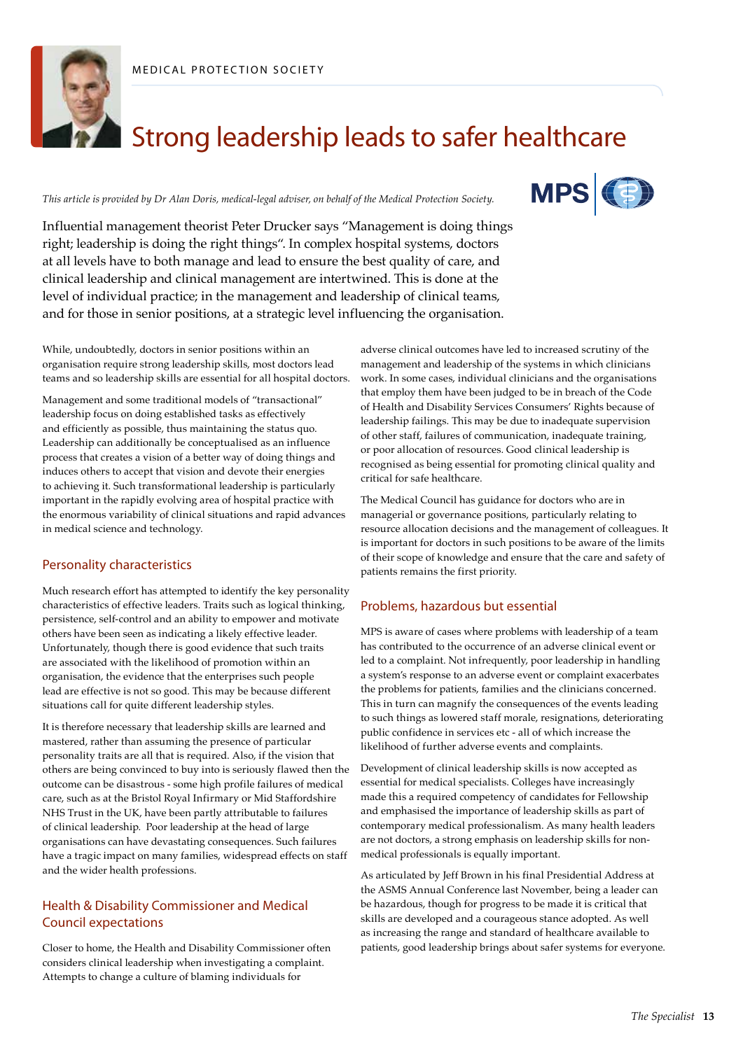MEDICAL PROTECTION SOCIETY

# Strong leadership leads to safer healthcare

*This article is provided by Dr Alan Doris, medical-legal adviser, on behalf of the Medical Protection Society.*

Influential management theorist Peter Drucker says "Management is doing things right; leadership is doing the right things". In complex hospital systems, doctors at all levels have to both manage and lead to ensure the best quality of care, and clinical leadership and clinical management are intertwined. This is done at the level of individual practice; in the management and leadership of clinical teams, and for those in senior positions, at a strategic level influencing the organisation.

While, undoubtedly, doctors in senior positions within an organisation require strong leadership skills, most doctors lead teams and so leadership skills are essential for all hospital doctors.

Management and some traditional models of "transactional" leadership focus on doing established tasks as effectively and efficiently as possible, thus maintaining the status quo. Leadership can additionally be conceptualised as an influence process that creates a vision of a better way of doing things and induces others to accept that vision and devote their energies to achieving it. Such transformational leadership is particularly important in the rapidly evolving area of hospital practice with the enormous variability of clinical situations and rapid advances in medical science and technology.

## Personality characteristics

Much research effort has attempted to identify the key personality characteristics of effective leaders. Traits such as logical thinking, persistence, self-control and an ability to empower and motivate others have been seen as indicating a likely effective leader. Unfortunately, though there is good evidence that such traits are associated with the likelihood of promotion within an organisation, the evidence that the enterprises such people lead are effective is not so good. This may be because different situations call for quite different leadership styles.

It is therefore necessary that leadership skills are learned and mastered, rather than assuming the presence of particular personality traits are all that is required. Also, if the vision that others are being convinced to buy into is seriously flawed then the outcome can be disastrous - some high profile failures of medical care, such as at the Bristol Royal Infirmary or Mid Staffordshire NHS Trust in the UK, have been partly attributable to failures of clinical leadership. Poor leadership at the head of large organisations can have devastating consequences. Such failures have a tragic impact on many families, widespread effects on staff and the wider health professions.

## Health & Disability Commissioner and Medical Council expectations

Closer to home, the Health and Disability Commissioner often considers clinical leadership when investigating a complaint. Attempts to change a culture of blaming individuals for adverse clinical outcomes have led to increased scrutiny of the management and leadership of the systems in which clinicians work. In some cases, individual clinicians and the organisations that employ them have been judged to be in breach of the Code of Health and Disability Services Consumers' Rights because of leadership failings. This may be due to inadequate supervision of other staff, failures of communication, inadequate training, or poor allocation of resources. Good clinical leadership is recognised as being essential for promoting clinical quality and critical for safe healthcare.

The Medical Council has guidance for doctors who are in managerial or governance positions, particularly relating to resource allocation decisions and the management of colleagues. It is important for doctors in such positions to be aware of the limits of their scope of knowledge and ensure that the care and safety of patients remains the first priority.

## Problems, hazardous but essential

MPS is aware of cases where problems with leadership of a team has contributed to the occurrence of an adverse clinical event or led to a complaint. Not infrequently, poor leadership in handling a system's response to an adverse event or complaint exacerbates the problems for patients, families and the clinicians concerned. This in turn can magnify the consequences of the events leading to such things as lowered staff morale, resignations, deteriorating public confidence in services etc - all of which increase the likelihood of further adverse events and complaints.

Development of clinical leadership skills is now accepted as essential for medical specialists. Colleges have increasingly made this a required competency of candidates for Fellowship and emphasised the importance of leadership skills as part of contemporary medical professionalism. As many health leaders are not doctors, a strong emphasis on leadership skills for non-medical professionals is equally important.

As articulated by Jeff Brown in his final Presidential Address at the ASMS Annual Conference last November, being a leader can be hazardous, though for progress to be made it is critical that skills are developed and a courageous stance adopted. As well as increasing the range and standard of healthcare available to patients, good leadership brings about safer systems for everyone.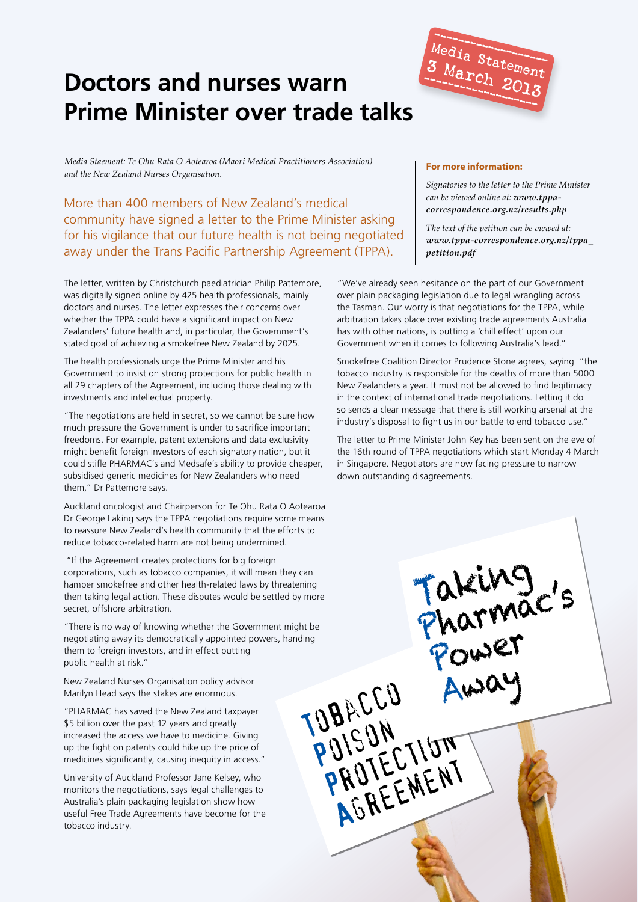Media Statement 3 March 2013

# Doctors and nurses warn Prime Minister over trade talks

*Media Staement: Te Ohu Rata O Aotearoa (Maori Medical Practitioners Association) and the New Zealand Nurses Organisation.*

More than 400 members of New Zealand's medical community have signed a letter to the Prime Minister asking for his vigilance that our future health is not being negotiated away under the Trans Pacific Partnership Agreement (TPPA).

**For more information:**

*Signatories to the letter to the Prime Minister can be viewed online at:* ***www.tppa-correspondence.org.nz/results.php***

*The text of the petition can be viewed at:* ***www.tppa-correspondence.org.nz/tppa_petition.pdf***

The letter, written by Christchurch paediatrician Philip Pattemore, was digitally signed online by 425 health professionals, mainly doctors and nurses. The letter expresses their concerns over whether the TPPA could have a significant impact on New Zealanders' future health and, in particular, the Government's stated goal of achieving a smokefree New Zealand by 2025.

The health professionals urge the Prime Minister and his Government to insist on strong protections for public health in all 29 chapters of the Agreement, including those dealing with investments and intellectual property.

"The negotiations are held in secret, so we cannot be sure how much pressure the Government is under to sacrifice important freedoms. For example, patent extensions and data exclusivity might benefit foreign investors of each signatory nation, but it could stifle PHARMAC's and Medsafe's ability to provide cheaper, subsidised generic medicines for New Zealanders who need them," Dr Pattemore says.

Auckland oncologist and Chairperson for Te Ohu Rata O Aotearoa Dr George Laking says the TPPA negotiations require some means to reassure New Zealand's health community that the efforts to reduce tobacco-related harm are not being undermined.

"If the Agreement creates protections for big foreign corporations, such as tobacco companies, it will mean they can hamper smokefree and other health-related laws by threatening then taking legal action. These disputes would be settled by more secret, offshore arbitration.

"There is no way of knowing whether the Government might be negotiating away its democratically appointed powers, handing them to foreign investors, and in effect putting public health at risk."

New Zealand Nurses Organisation policy advisor Marilyn Head says the stakes are enormous.

"PHARMAC has saved the New Zealand taxpayer $5 billion over the past 12 years and greatly increased the access we have to medicine. Giving up the fight on patents could hike up the price of medicines significantly, causing inequity in access."

University of Auckland Professor Jane Kelsey, who monitors the negotiations, says legal challenges to Australia's plain packaging legislation show how useful Free Trade Agreements have become for the tobacco industry.

"We've already seen hesitance on the part of our Government over plain packaging legislation due to legal wrangling across the Tasman. Our worry is that negotiations for the TPPA, while arbitration takes place over existing trade agreements Australia has with other nations, is putting a 'chill effect' upon our Government when it comes to following Australia's lead."

Smokefree Coalition Director Prudence Stone agrees, saying "the tobacco industry is responsible for the deaths of more than 5000 New Zealanders a year. It must not be allowed to find legitimacy in the context of international trade negotiations. Letting it do so sends a clear message that there is still working arsenal at the industry's disposal to fight us in our battle to end tobacco use."

The letter to Prime Minister John Key has been sent on the eve of the 16th round of TPPA negotiations which start Monday 4 March in Singapore. Negotiators are now facing pressure to narrow down outstanding disagreements.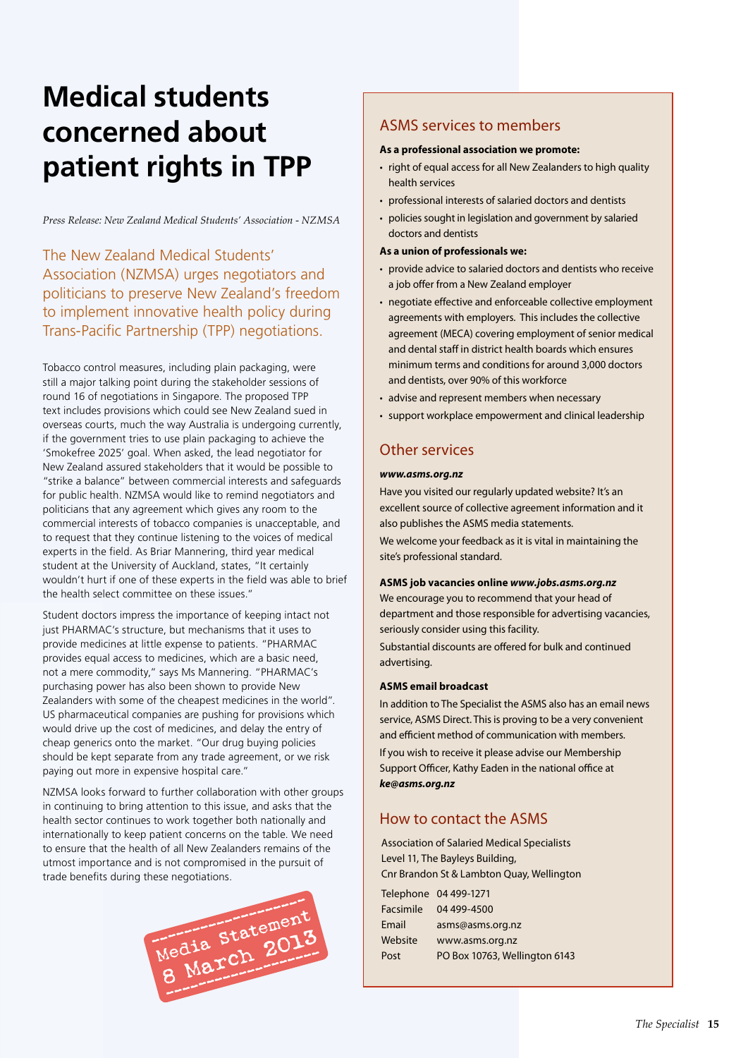# Medical students concerned about patient rights in TPP

*Press Release: New Zealand Medical Students' Association - NZMSA*

The New Zealand Medical Students' Association (NZMSA) urges negotiators and politicians to preserve New Zealand's freedom to implement innovative health policy during Trans-Pacific Partnership (TPP) negotiations.

Tobacco control measures, including plain packaging, were still a major talking point during the stakeholder sessions of round 16 of negotiations in Singapore. The proposed TPP text includes provisions which could see New Zealand sued in overseas courts, much the way Australia is undergoing currently, if the government tries to use plain packaging to achieve the 'Smokefree 2025' goal. When asked, the lead negotiator for New Zealand assured stakeholders that it would be possible to "strike a balance" between commercial interests and safeguards for public health. NZMSA would like to remind negotiators and politicians that any agreement which gives any room to the commercial interests of tobacco companies is unacceptable, and to request that they continue listening to the voices of medical experts in the field. As Briar Mannering, third year medical student at the University of Auckland, states, "It certainly wouldn't hurt if one of these experts in the field was able to brief the health select committee on these issues."

Student doctors impress the importance of keeping intact not just PHARMAC's structure, but mechanisms that it uses to provide medicines at little expense to patients. "PHARMAC provides equal access to medicines, which are a basic need, not a mere commodity," says Ms Mannering. "PHARMAC's purchasing power has also been shown to provide New Zealanders with some of the cheapest medicines in the world". US pharmaceutical companies are pushing for provisions which would drive up the cost of medicines, and delay the entry of cheap generics onto the market. "Our drug buying policies should be kept separate from any trade agreement, or we risk paying out more in expensive hospital care."

NZMSA looks forward to further collaboration with other groups in continuing to bring attention to this issue, and asks that the health sector continues to work together both nationally and internationally to keep patient concerns on the table. We need to ensure that the health of all New Zealanders remains of the utmost importance and is not compromised in the pursuit of trade benefits during these negotiations.

Media Statement 8 March 2013

## ASMS services to members

**As a professional association we promote:**

- right of equal access for all New Zealanders to high quality health services
- professional interests of salaried doctors and dentists
- policies sought in legislation and government by salaried doctors and dentists

**As a union of professionals we:**

- provide advice to salaried doctors and dentists who receive a job offer from a New Zealand employer
- negotiate effective and enforceable collective employment agreements with employers. This includes the collective agreement (MECA) covering employment of senior medical and dental staff in district health boards which ensures minimum terms and conditions for around 3,000 doctors and dentists, over 90% of this workforce
- advise and represent members when necessary
- support workplace empowerment and clinical leadership

## Other services

***www.asms.org.nz***

Have you visited our regularly updated website? It's an excellent source of collective agreement information and it also publishes the ASMS media statements.

We welcome your feedback as it is vital in maintaining the site's professional standard.

**ASMS job vacancies online *www.jobs.asms.org.nz***

We encourage you to recommend that your head of department and those responsible for advertising vacancies, seriously consider using this facility.

Substantial discounts are offered for bulk and continued advertising.

**ASMS email broadcast**

In addition to The Specialist the ASMS also has an email news service, ASMS Direct. This is proving to be a very convenient and efficient method of communication with members.

If you wish to receive it please advise our Membership Support Officer, Kathy Eaden in the national office at ***ke@asms.org.nz***

## How to contact the ASMS

Association of Salaried Medical Specialists
Level 11, The Bayleys Building,
Cnr Brandon St & Lambton Quay, Wellington

| | |
|---|---|
| Telephone | 04 499-1271 |
| Facsimile | 04 499-4500 |
| Email | asms@asms.org.nz |
| Website | www.asms.org.nz |
| Post | PO Box 10763, Wellington 6143 |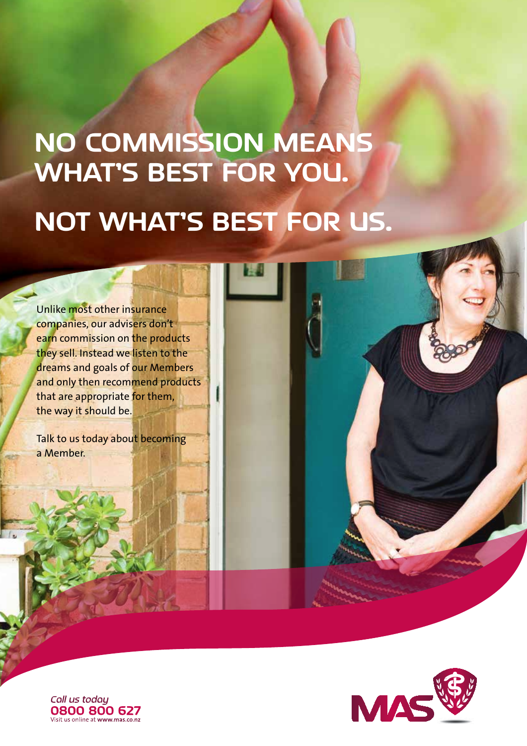# NO COMMISSION MEANS WHAT'S BEST FOR YOU.

# NOT WHAT'S BEST FOR US.

Unlike most other insurance companies, our advisers don't earn commission on the products they sell. Instead we listen to the dreams and goals of our Members and only then recommend products that are appropriate for them, the way it should be.

Talk to us today about becoming a Member.

*Call us today*
**0800 800 627**
Visit us online at **www.mas.co.nz**

MAS